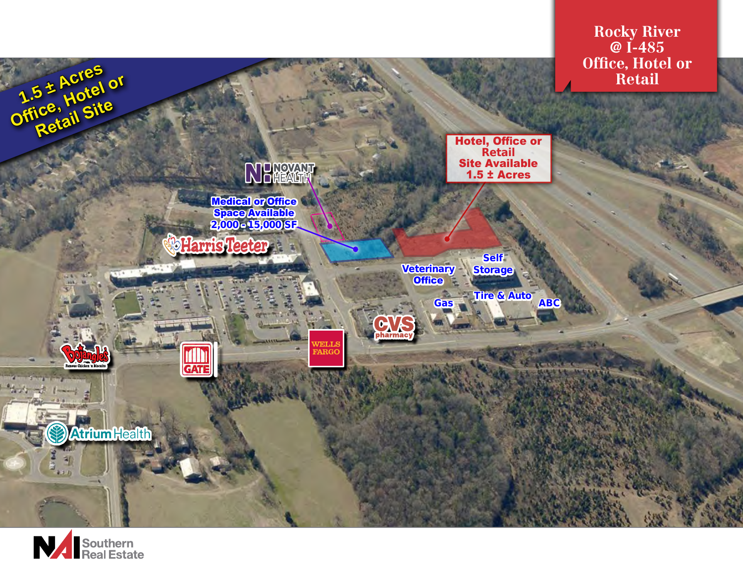# Rocky River @ I-485 Office, Hotel or Retail

## 1.5 ± Acres Office, Hotel or Retail Site

**Hotel, Office or Retail Site Available 1.5 ± Acres**

**Medical or Office Space Available 2,000 - 15,000 SF**

Novant Health

Harris Teeter

Veterinary Office

Self Storage

Gas

Tire & Auto

ABC

CVS pharmacy

Wells Fargo

Gate

Bojangles' Famous Chicken 'n Biscuits

Atrium Health

NAI Southern Real Estate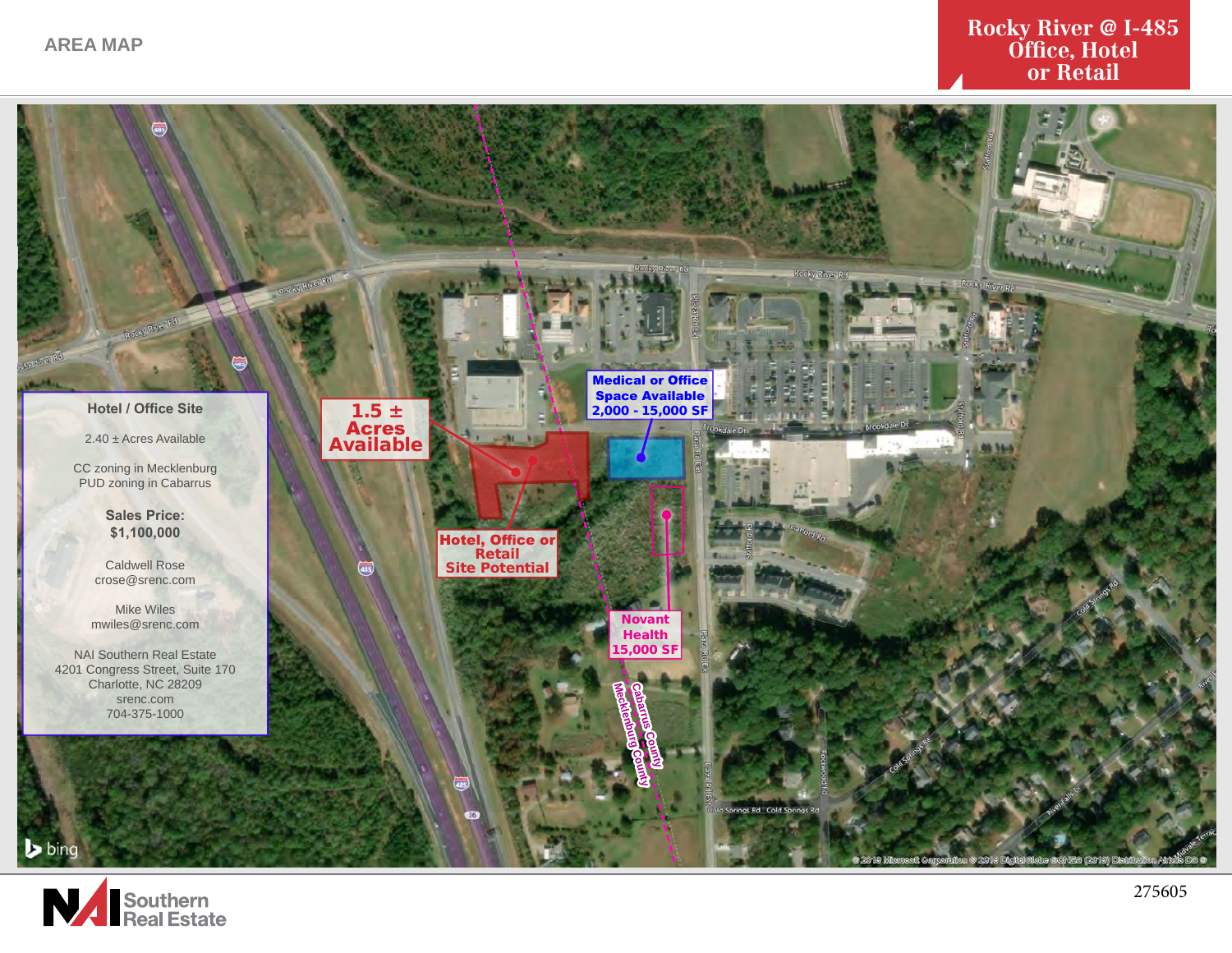AREA MAP

# Rocky River @ I-485 Office, Hotel or Retail

## Hotel / Office Site

2.40 ± Acres Available

CC zoning in Mecklenburg
PUD zoning in Cabarrus

**Sales Price:**
**$1,100,000**

Caldwell Rose
crose@srenc.com

Mike Wiles
mwiles@srenc.com

NAI Southern Real Estate
4201 Congress Street, Suite 170
Charlotte, NC 28209
srenc.com
704-375-1000

**1.5 ± Acres Available**

**Hotel, Office or Retail Site Potential**

**Medical or Office Space Available 2,000 - 15,000 SF**

**Novant Health 15,000 SF**

Cabarrus County

Mecklenburg County

Rocky River Rd

Brookdale Dr

Plaza Rd Ext

Stafford Rd

Cold Springs Rd

Rockwood Rd

Riverfalls Dr

© 2019 Microsoft Corporation © 2019 DigitalGlobe ©CNES (2019) Distribution Airbus DS ©

NAI Southern Real Estate

275605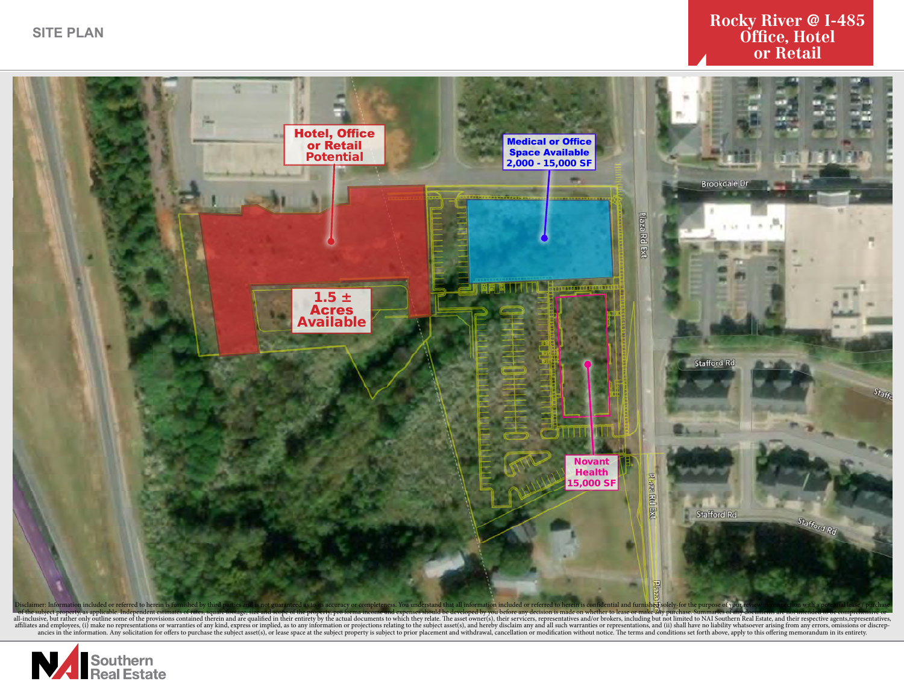## SITE PLAN

# Rocky River @ I-485 Office, Hotel or Retail

Hotel, Office or Retail Potential

1.5 ± Acres Available

Medical or Office Space Available 2,000 - 15,000 SF

Novant Health 15,000 SF

Brookdale Dr

Plaza Rd Ext

Stafford Rd

Disclaimer: Information included or referred to herein is furnished by third parties and is not guaranteed as to its accuracy or completeness. You understand that all information included or referred to herein is confidential and furnished solely for the purpose of your review in connection with a potential lease / purchase of the subject property, as applicable. Independent estimates of rates, square footage, size and scope of the property, pro forma income and expenses should be developed by you before any decision is made on whether to lease or make any purchase. Summaries of any documents are not intended to be comprehensive or all-inclusive, but rather only outline some of the provisions contained therein and are qualified in their entirety by the actual documents to which they relate. The asset owner(s), their servicers, representatives and/or brokers, including but not limited to NAI Southern Real Estate, and their respective agents,representatives, affiliates and employees, (i) make no representations or warranties of any kind, express or implied, as to any information or projections relating to the subject asset(s), and hereby disclaim any and all such warranties or representations, and (ii) shall have no liability whatsoever arising from any errors, omissions or discrepancies in the information. Any solicitation for offers to purchase the subject asset(s), or lease space at the subject property is subject to prior placement and withdrawal, cancellation or modification without notice. The terms and conditions set forth above, apply to this offering memorandum in its entirety.

NAI Southern Real Estate